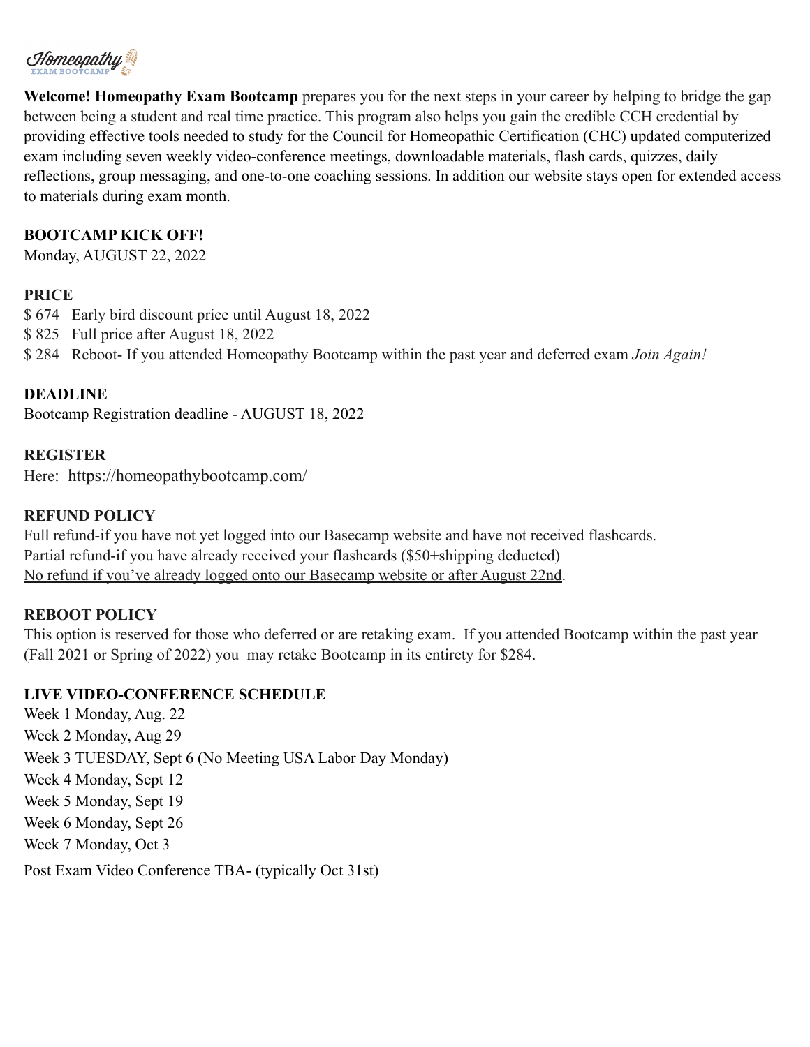**Welcome! Homeopathy Exam Bootcamp** prepares you for the next steps in your career by helping to bridge the gap between being a student and real time practice. This program also helps you gain the credible CCH credential by providing effective tools needed to study for the Council for Homeopathic Certification (CHC) updated computerized exam including seven weekly video-conference meetings, downloadable materials, flash cards, quizzes, daily reflections, group messaging, and one-to-one coaching sessions. In addition our website stays open for extended access to materials during exam month.

**BOOTCAMP KICK OFF!**

Monday, AUGUST 22, 2022

**PRICE**

$ 674   Early bird discount price until August 18, 2022
$ 825   Full price after August 18, 2022
$ 284   Reboot- If you attended Homeopathy Bootcamp within the past year and deferred exam *Join Again!*

**DEADLINE**

Bootcamp Registration deadline - AUGUST 18, 2022

**REGISTER**

Here: https://homeopathybootcamp.com/

**REFUND POLICY**

Full refund-if you have not yet logged into our Basecamp website and have not received flashcards.
Partial refund-if you have already received your flashcards ($50+shipping deducted)
<u>No refund if you've already logged onto our Basecamp website or after August 22nd</u>.

**REBOOT POLICY**

This option is reserved for those who deferred or are retaking exam. If you attended Bootcamp within the past year (Fall 2021 or Spring of 2022) you may retake Bootcamp in its entirety for $284.

**LIVE VIDEO-CONFERENCE SCHEDULE**

Week 1 Monday, Aug. 22
Week 2 Monday, Aug 29
Week 3 TUESDAY, Sept 6 (No Meeting USA Labor Day Monday)
Week 4 Monday, Sept 12
Week 5 Monday, Sept 19
Week 6 Monday, Sept 26
Week 7 Monday, Oct 3
Post Exam Video Conference TBA- (typically Oct 31st)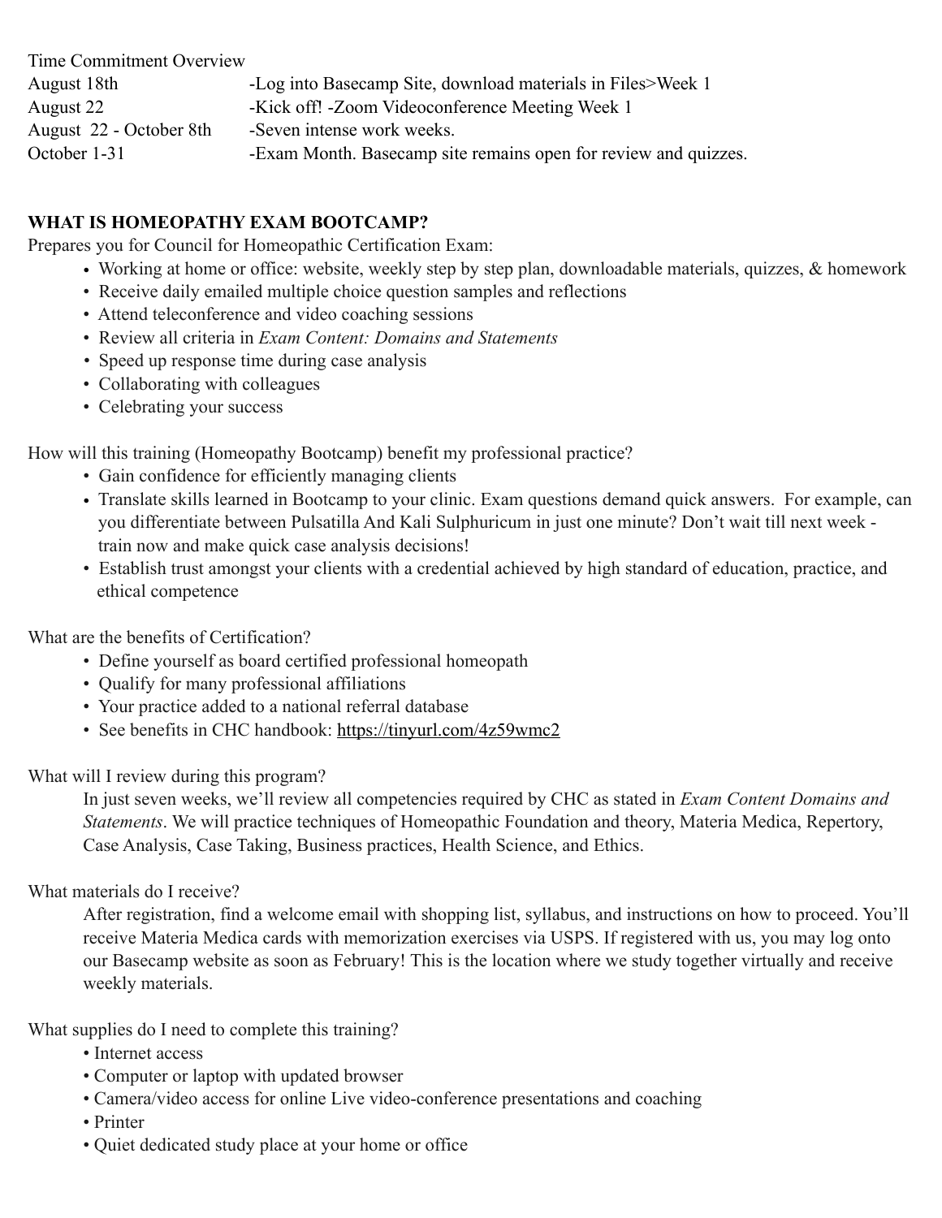Time Commitment Overview

| | |
|---|---|
| August 18th | -Log into Basecamp Site, download materials in Files>Week 1 |
| August 22 | -Kick off! -Zoom Videoconference Meeting Week 1 |
| August 22 - October 8th | -Seven intense work weeks. |
| October 1-31 | -Exam Month. Basecamp site remains open for review and quizzes. |

**WHAT IS HOMEOPATHY EXAM BOOTCAMP?**

Prepares you for Council for Homeopathic Certification Exam:

- Working at home or office: website, weekly step by step plan, downloadable materials, quizzes, & homework
- Receive daily emailed multiple choice question samples and reflections
- Attend teleconference and video coaching sessions
- Review all criteria in *Exam Content: Domains and Statements*
- Speed up response time during case analysis
- Collaborating with colleagues
- Celebrating your success

How will this training (Homeopathy Bootcamp) benefit my professional practice?

- Gain confidence for efficiently managing clients
- Translate skills learned in Bootcamp to your clinic. Exam questions demand quick answers. For example, can you differentiate between Pulsatilla And Kali Sulphuricum in just one minute? Don't wait till next week - train now and make quick case analysis decisions!
- Establish trust amongst your clients with a credential achieved by high standard of education, practice, and ethical competence

What are the benefits of Certification?

- Define yourself as board certified professional homeopath
- Qualify for many professional affiliations
- Your practice added to a national referral database
- See benefits in CHC handbook: https://tinyurl.com/4z59wmc2

What will I review during this program?

In just seven weeks, we'll review all competencies required by CHC as stated in *Exam Content Domains and Statements*. We will practice techniques of Homeopathic Foundation and theory, Materia Medica, Repertory, Case Analysis, Case Taking, Business practices, Health Science, and Ethics.

What materials do I receive?

After registration, find a welcome email with shopping list, syllabus, and instructions on how to proceed. You'll receive Materia Medica cards with memorization exercises via USPS. If registered with us, you may log onto our Basecamp website as soon as February! This is the location where we study together virtually and receive weekly materials.

What supplies do I need to complete this training?

- Internet access
- Computer or laptop with updated browser
- Camera/video access for online Live video-conference presentations and coaching
- Printer
- Quiet dedicated study place at your home or office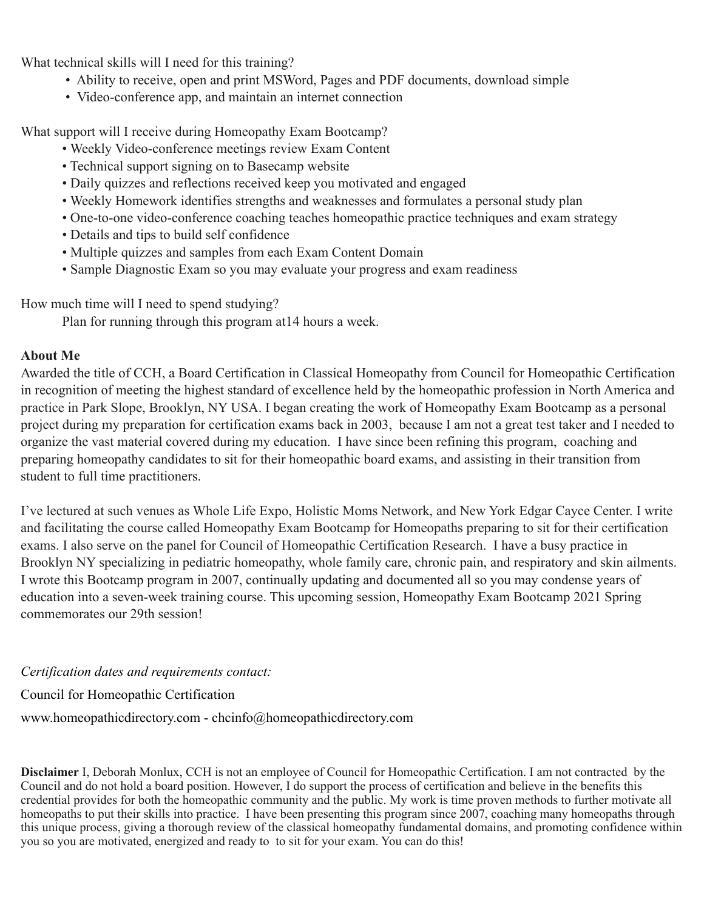What technical skills will I need for this training?

- Ability to receive, open and print MSWord, Pages and PDF documents, download simple
- Video-conference app, and maintain an internet connection

What support will I receive during Homeopathy Exam Bootcamp?

- Weekly Video-conference meetings review Exam Content
- Technical support signing on to Basecamp website
- Daily quizzes and reflections received keep you motivated and engaged
- Weekly Homework identifies strengths and weaknesses and formulates a personal study plan
- One-to-one video-conference coaching teaches homeopathic practice techniques and exam strategy
- Details and tips to build self confidence
- Multiple quizzes and samples from each Exam Content Domain
- Sample Diagnostic Exam so you may evaluate your progress and exam readiness

How much time will I need to spend studying?

Plan for running through this program at14 hours a week.

**About Me**

Awarded the title of CCH, a Board Certification in Classical Homeopathy from Council for Homeopathic Certification in recognition of meeting the highest standard of excellence held by the homeopathic profession in North America and practice in Park Slope, Brooklyn, NY USA. I began creating the work of Homeopathy Exam Bootcamp as a personal project during my preparation for certification exams back in 2003, because I am not a great test taker and I needed to organize the vast material covered during my education. I have since been refining this program, coaching and preparing homeopathy candidates to sit for their homeopathic board exams, and assisting in their transition from student to full time practitioners.

I've lectured at such venues as Whole Life Expo, Holistic Moms Network, and New York Edgar Cayce Center. I write and facilitating the course called Homeopathy Exam Bootcamp for Homeopaths preparing to sit for their certification exams. I also serve on the panel for Council of Homeopathic Certification Research. I have a busy practice in Brooklyn NY specializing in pediatric homeopathy, whole family care, chronic pain, and respiratory and skin ailments. I wrote this Bootcamp program in 2007, continually updating and documented all so you may condense years of education into a seven-week training course. This upcoming session, Homeopathy Exam Bootcamp 2021 Spring commemorates our 29th session!

*Certification dates and requirements contact:*

Council for Homeopathic Certification

www.homeopathicdirectory.com - chcinfo@homeopathicdirectory.com

**Disclaimer** I, Deborah Monlux, CCH is not an employee of Council for Homeopathic Certification. I am not contracted by the Council and do not hold a board position. However, I do support the process of certification and believe in the benefits this credential provides for both the homeopathic community and the public. My work is time proven methods to further motivate all homeopaths to put their skills into practice. I have been presenting this program since 2007, coaching many homeopaths through this unique process, giving a thorough review of the classical homeopathy fundamental domains, and promoting confidence within you so you are motivated, energized and ready to to sit for your exam. You can do this!